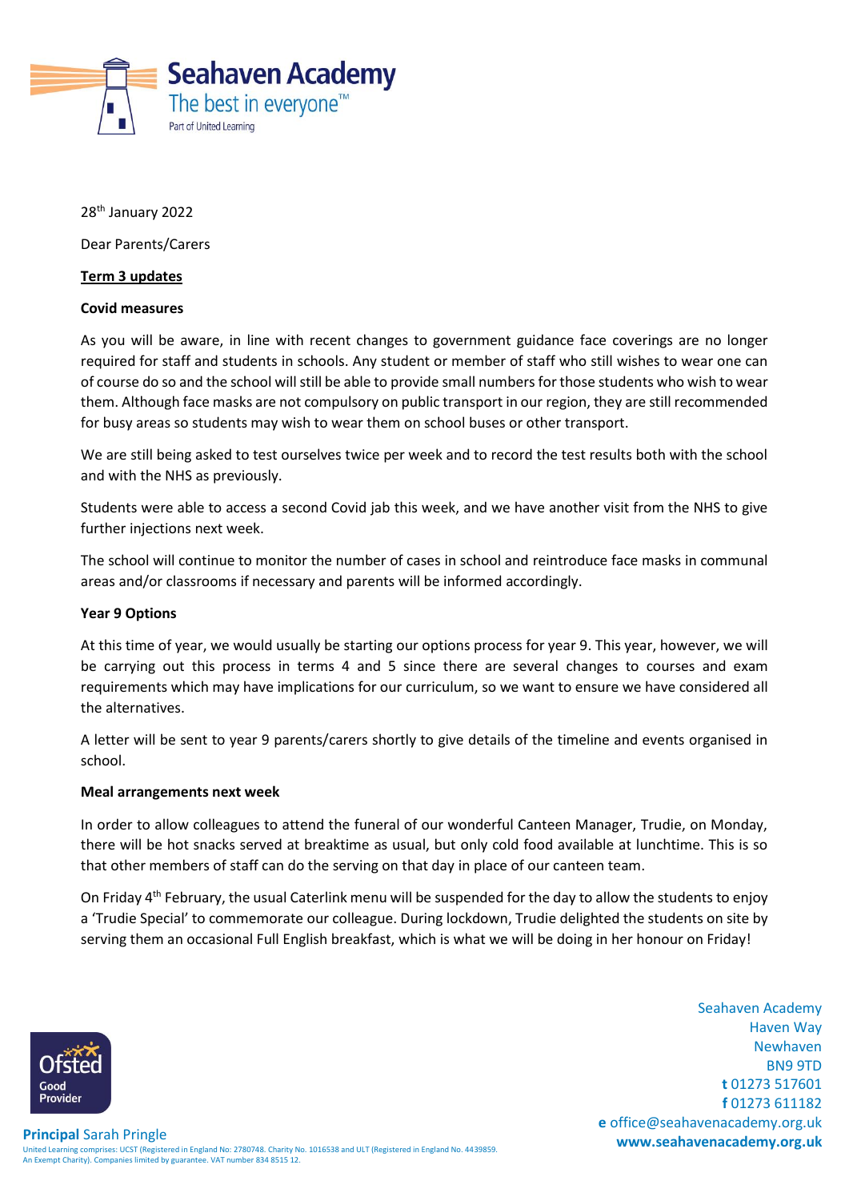**Seahaven Academy**
The best in everyone™
Part of United Learning

28th January 2022

Dear Parents/Carers

**Term 3 updates**

**Covid measures**

As you will be aware, in line with recent changes to government guidance face coverings are no longer required for staff and students in schools. Any student or member of staff who still wishes to wear one can of course do so and the school will still be able to provide small numbers for those students who wish to wear them. Although face masks are not compulsory on public transport in our region, they are still recommended for busy areas so students may wish to wear them on school buses or other transport.

We are still being asked to test ourselves twice per week and to record the test results both with the school and with the NHS as previously.

Students were able to access a second Covid jab this week, and we have another visit from the NHS to give further injections next week.

The school will continue to monitor the number of cases in school and reintroduce face masks in communal areas and/or classrooms if necessary and parents will be informed accordingly.

**Year 9 Options**

At this time of year, we would usually be starting our options process for year 9. This year, however, we will be carrying out this process in terms 4 and 5 since there are several changes to courses and exam requirements which may have implications for our curriculum, so we want to ensure we have considered all the alternatives.

A letter will be sent to year 9 parents/carers shortly to give details of the timeline and events organised in school.

**Meal arrangements next week**

In order to allow colleagues to attend the funeral of our wonderful Canteen Manager, Trudie, on Monday, there will be hot snacks served at breaktime as usual, but only cold food available at lunchtime. This is so that other members of staff can do the serving on that day in place of our canteen team.

On Friday 4th February, the usual Caterlink menu will be suspended for the day to allow the students to enjoy a 'Trudie Special' to commemorate our colleague. During lockdown, Trudie delighted the students on site by serving them an occasional Full English breakfast, which is what we will be doing in her honour on Friday!

Ofsted Good Provider

**Principal** Sarah Pringle

United Learning comprises: UCST (Registered in England No: 2780748. Charity No. 1016538 and ULT (Registered in England No. 4439859. An Exempt Charity). Companies limited by guarantee. VAT number 834 8515 12.

Seahaven Academy
Haven Way
Newhaven
BN9 9TD
**t** 01273 517601
**f** 01273 611182
**e** office@seahavenacademy.org.uk
**www.seahavenacademy.org.uk**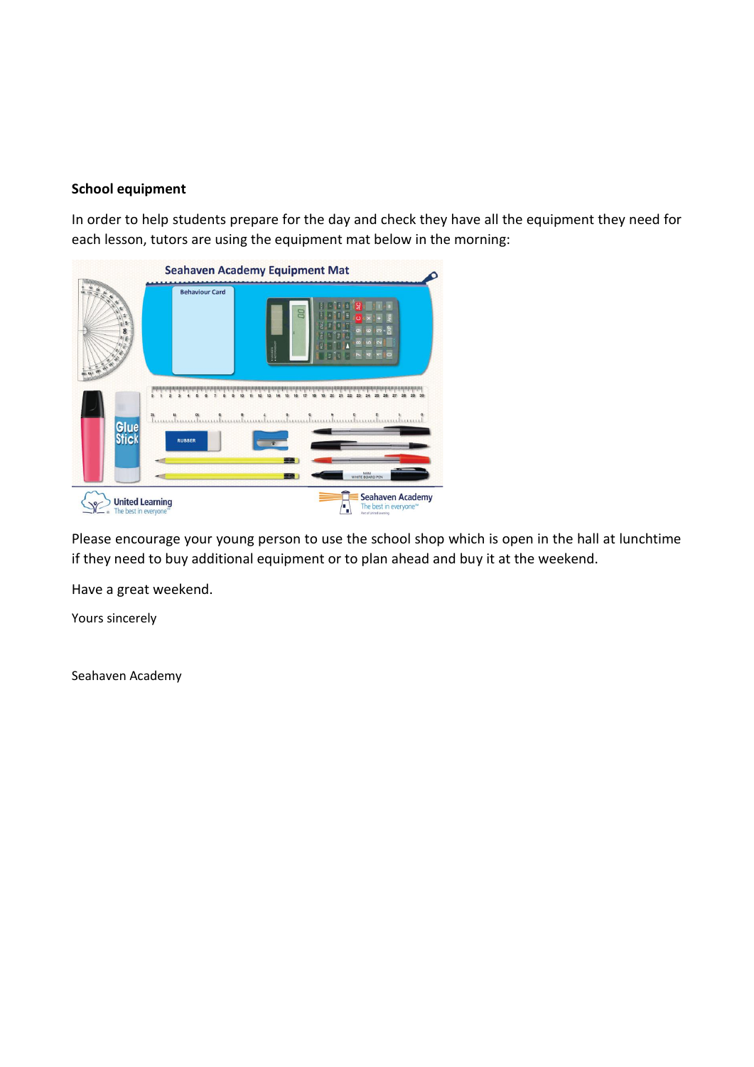**School equipment**

In order to help students prepare for the day and check they have all the equipment they need for each lesson, tutors are using the equipment mat below in the morning:

Please encourage your young person to use the school shop which is open in the hall at lunchtime if they need to buy additional equipment or to plan ahead and buy it at the weekend.

Have a great weekend.

Yours sincerely

Seahaven Academy